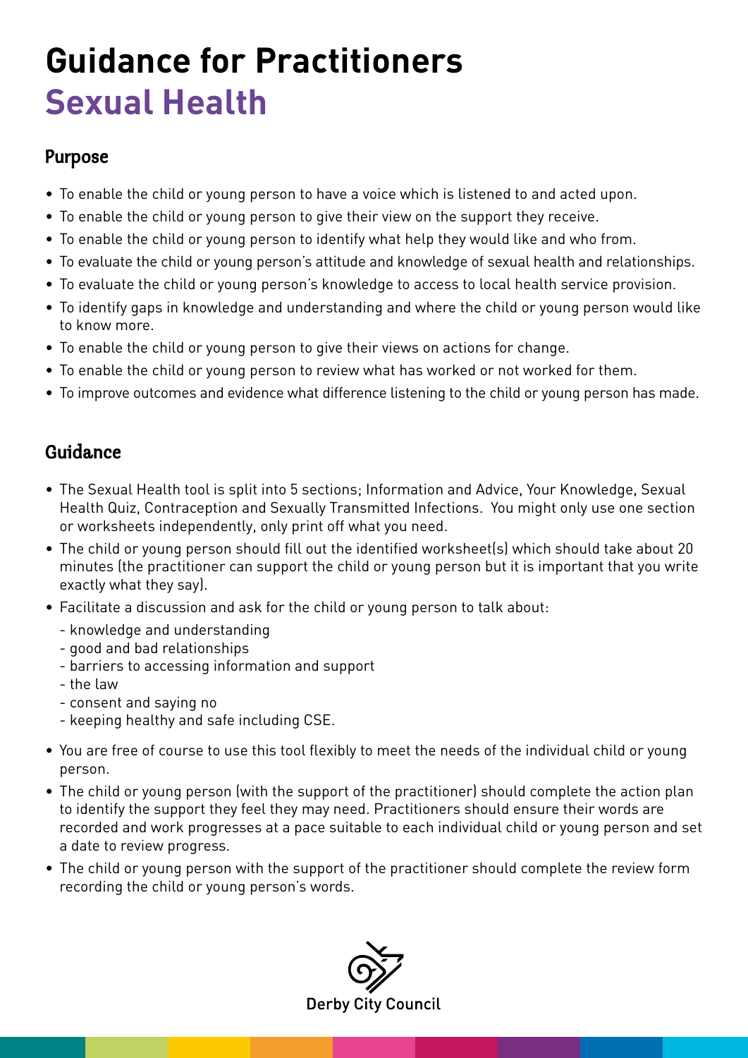# Guidance for Practitioners
# Sexual Health

## Purpose

- To enable the child or young person to have a voice which is listened to and acted upon.
- To enable the child or young person to give their view on the support they receive.
- To enable the child or young person to identify what help they would like and who from.
- To evaluate the child or young person's attitude and knowledge of sexual health and relationships.
- To evaluate the child or young person's knowledge to access to local health service provision.
- To identify gaps in knowledge and understanding and where the child or young person would like to know more.
- To enable the child or young person to give their views on actions for change.
- To enable the child or young person to review what has worked or not worked for them.
- To improve outcomes and evidence what difference listening to the child or young person has made.

## Guidance

- The Sexual Health tool is split into 5 sections; Information and Advice, Your Knowledge, Sexual Health Quiz, Contraception and Sexually Transmitted Infections. You might only use one section or worksheets independently, only print off what you need.
- The child or young person should fill out the identified worksheet(s) which should take about 20 minutes (the practitioner can support the child or young person but it is important that you write exactly what they say).
- Facilitate a discussion and ask for the child or young person to talk about:
  - knowledge and understanding
  - good and bad relationships
  - barriers to accessing information and support
  - the law
  - consent and saying no
  - keeping healthy and safe including CSE.
- You are free of course to use this tool flexibly to meet the needs of the individual child or young person.
- The child or young person (with the support of the practitioner) should complete the action plan to identify the support they feel they may need. Practitioners should ensure their words are recorded and work progresses at a pace suitable to each individual child or young person and set a date to review progress.
- The child or young person with the support of the practitioner should complete the review form recording the child or young person's words.

Derby City Council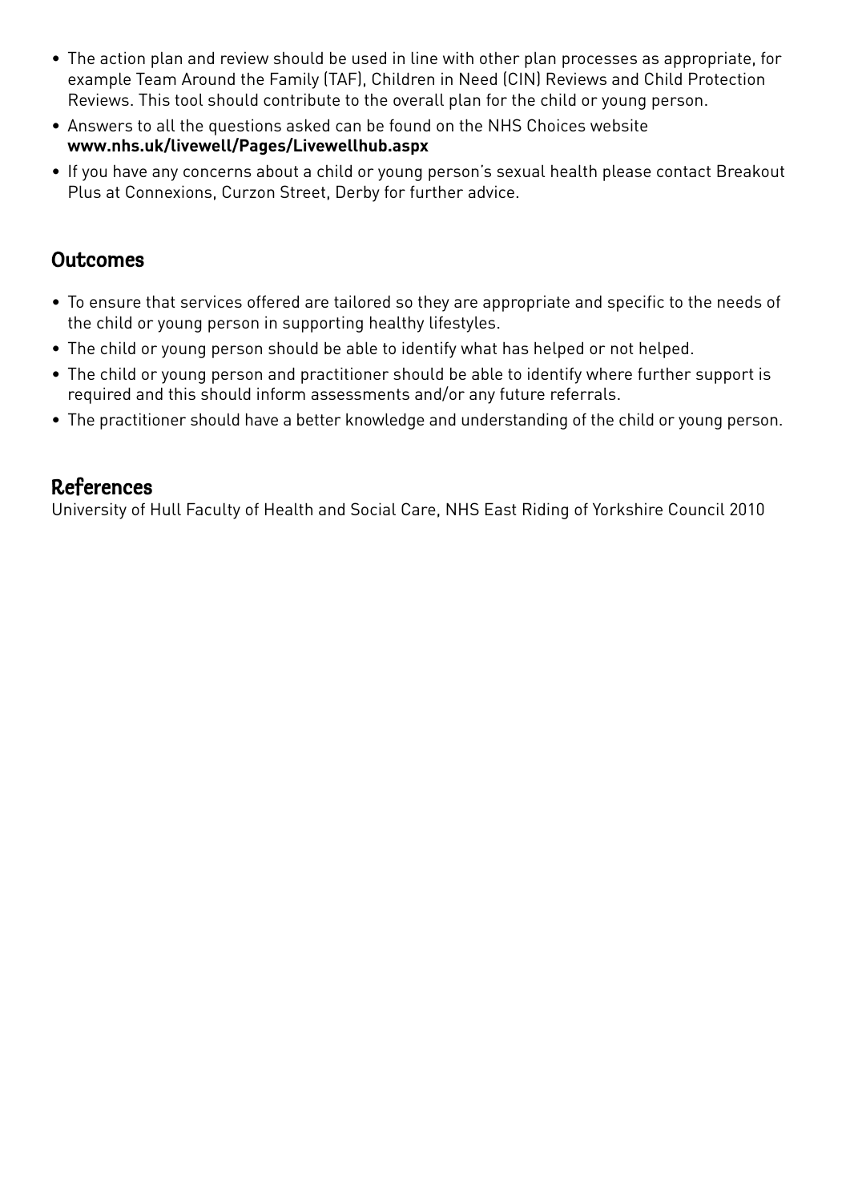- The action plan and review should be used in line with other plan processes as appropriate, for example Team Around the Family (TAF), Children in Need (CIN) Reviews and Child Protection Reviews. This tool should contribute to the overall plan for the child or young person.
- Answers to all the questions asked can be found on the NHS Choices website **www.nhs.uk/livewell/Pages/Livewellhub.aspx**
- If you have any concerns about a child or young person's sexual health please contact Breakout Plus at Connexions, Curzon Street, Derby for further advice.

## Outcomes

- To ensure that services offered are tailored so they are appropriate and specific to the needs of the child or young person in supporting healthy lifestyles.
- The child or young person should be able to identify what has helped or not helped.
- The child or young person and practitioner should be able to identify where further support is required and this should inform assessments and/or any future referrals.
- The practitioner should have a better knowledge and understanding of the child or young person.

## References

University of Hull Faculty of Health and Social Care, NHS East Riding of Yorkshire Council 2010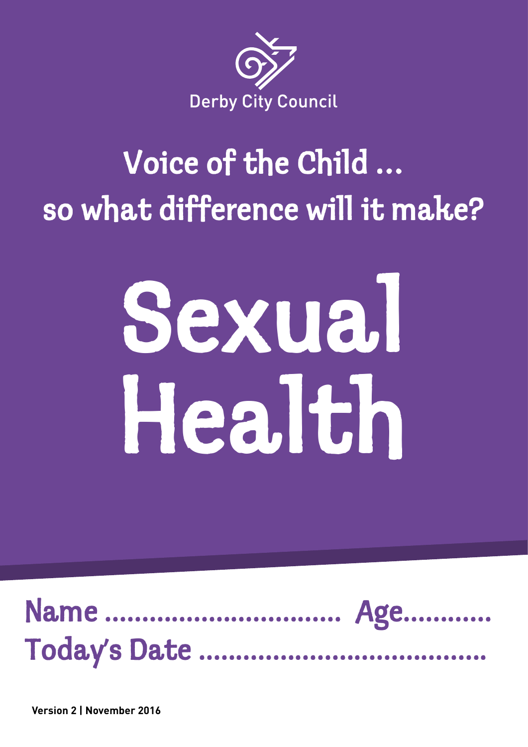Derby City Council

## Voice of the Child ...
## so what difference will it make?

# Sexual Health

Name .................................. Age............

Today's Date ..........................................

**Version 2 | November 2016**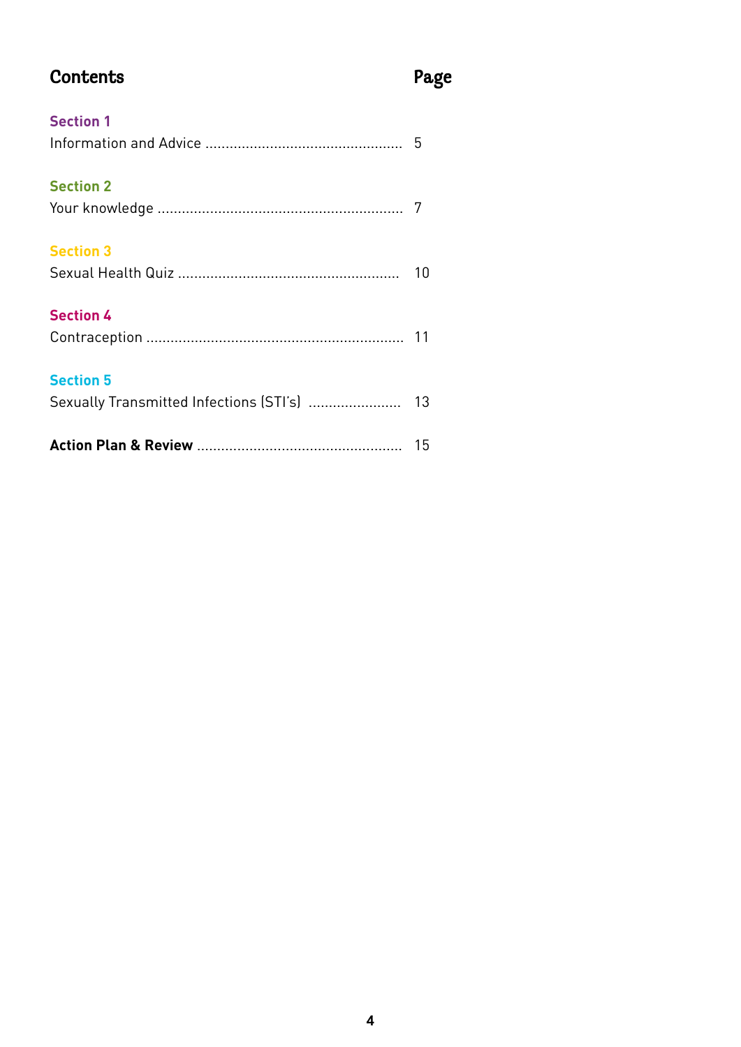## Contents

| Contents | Page |
|---|---|
| **Section 1** | |
| Information and Advice | 5 |
| **Section 2** | |
| Your knowledge | 7 |
| **Section 3** | |
| Sexual Health Quiz | 10 |
| **Section 4** | |
| Contraception | 11 |
| **Section 5** | |
| Sexually Transmitted Infections (STI's) | 13 |
| **Action Plan & Review** | 15 |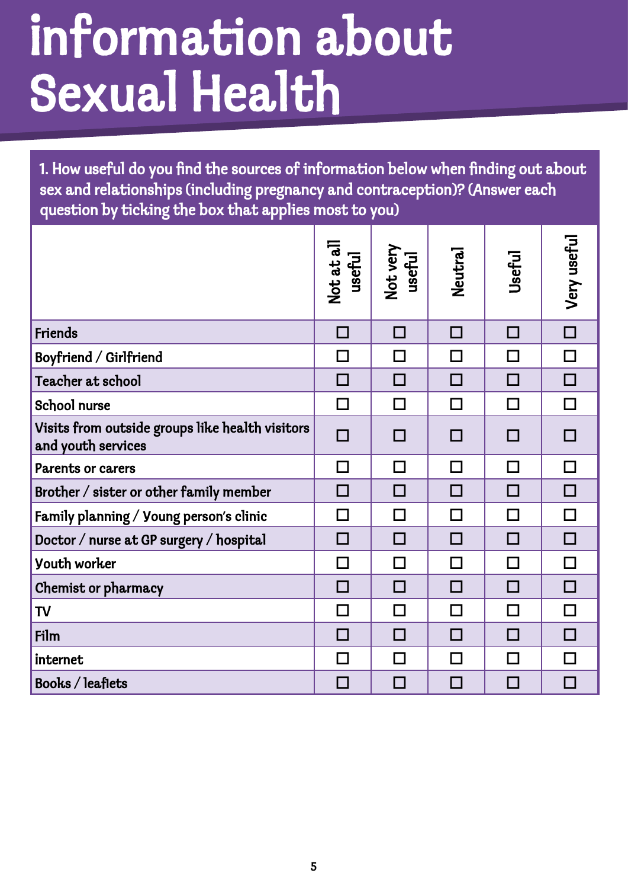# information about Sexual Health

1. How useful do you find the sources of information below when finding out about sex and relationships (including pregnancy and contraception)? (Answer each question by ticking the box that applies most to you)

| | Not at all useful | Not very useful | Neutral | Useful | Very useful |
|---|---|---|---|---|---|
| Friends | ☐ | ☐ | ☐ | ☐ | ☐ |
| Boyfriend / Girlfriend | ☐ | ☐ | ☐ | ☐ | ☐ |
| Teacher at school | ☐ | ☐ | ☐ | ☐ | ☐ |
| School nurse | ☐ | ☐ | ☐ | ☐ | ☐ |
| Visits from outside groups like health visitors and youth services | ☐ | ☐ | ☐ | ☐ | ☐ |
| Parents or carers | ☐ | ☐ | ☐ | ☐ | ☐ |
| Brother / sister or other family member | ☐ | ☐ | ☐ | ☐ | ☐ |
| Family planning / Young person's clinic | ☐ | ☐ | ☐ | ☐ | ☐ |
| Doctor / nurse at GP surgery / hospital | ☐ | ☐ | ☐ | ☐ | ☐ |
| Youth worker | ☐ | ☐ | ☐ | ☐ | ☐ |
| Chemist or pharmacy | ☐ | ☐ | ☐ | ☐ | ☐ |
| TV | ☐ | ☐ | ☐ | ☐ | ☐ |
| Film | ☐ | ☐ | ☐ | ☐ | ☐ |
| internet | ☐ | ☐ | ☐ | ☐ | ☐ |
| Books / leaflets | ☐ | ☐ | ☐ | ☐ | ☐ |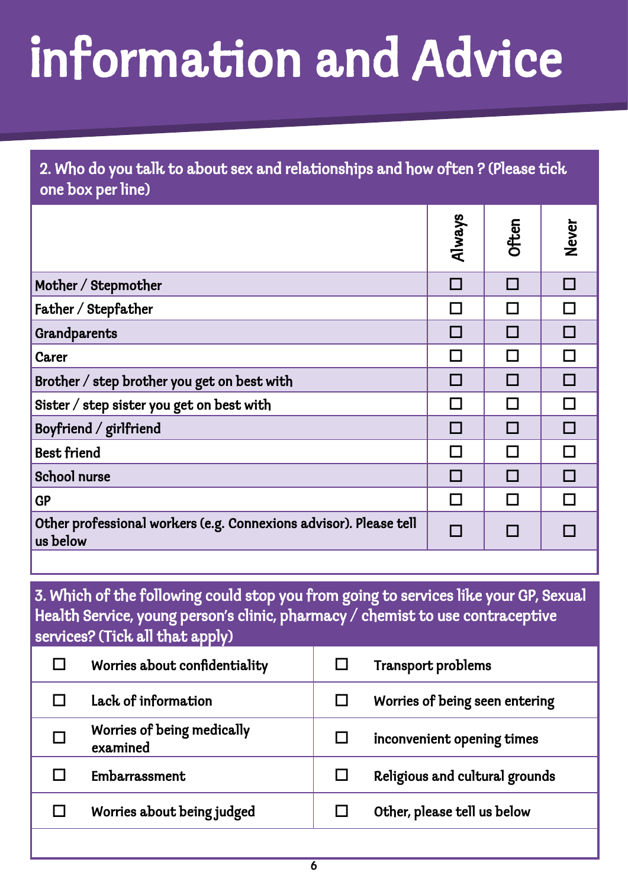# information and Advice

## 2. Who do you talk to about sex and relationships and how often ? (Please tick one box per line)

| | Always | Often | Never |
|---|---|---|---|
| Mother / Stepmother | ☐ | ☐ | ☐ |
| Father / Stepfather | ☐ | ☐ | ☐ |
| Grandparents | ☐ | ☐ | ☐ |
| Carer | ☐ | ☐ | ☐ |
| Brother / step brother you get on best with | ☐ | ☐ | ☐ |
| Sister / step sister you get on best with | ☐ | ☐ | ☐ |
| Boyfriend / girlfriend | ☐ | ☐ | ☐ |
| Best friend | ☐ | ☐ | ☐ |
| School nurse | ☐ | ☐ | ☐ |
| GP | ☐ | ☐ | ☐ |
| Other professional workers (e.g. Connexions advisor). Please tell us below | ☐ | ☐ | ☐ |

## 3. Which of the following could stop you from going to services like your GP, Sexual Health Service, young person's clinic, pharmacy / chemist to use contraceptive services? (Tick all that apply)

| | | | |
|---|---|---|---|
| ☐ | Worries about confidentiality | ☐ | Transport problems |
| ☐ | Lack of information | ☐ | Worries of being seen entering |
| ☐ | Worries of being medically examined | ☐ | inconvenient opening times |
| ☐ | Embarrassment | ☐ | Religious and cultural grounds |
| ☐ | Worries about being judged | ☐ | Other, please tell us below |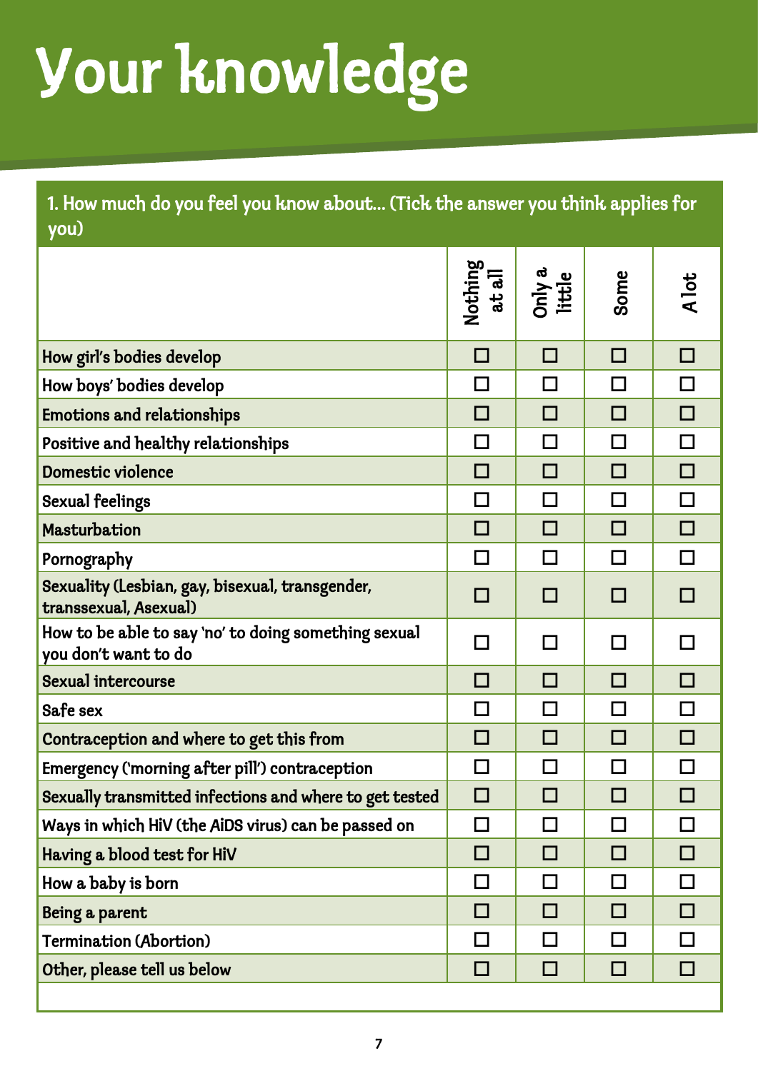# Your knowledge

**1. How much do you feel you know about... (Tick the answer you think applies for you)**

| | Nothing at all | Only a little | Some | A lot |
|---|---|---|---|---|
| How girl's bodies develop | ☐ | ☐ | ☐ | ☐ |
| How boys' bodies develop | ☐ | ☐ | ☐ | ☐ |
| Emotions and relationships | ☐ | ☐ | ☐ | ☐ |
| Positive and healthy relationships | ☐ | ☐ | ☐ | ☐ |
| Domestic violence | ☐ | ☐ | ☐ | ☐ |
| Sexual feelings | ☐ | ☐ | ☐ | ☐ |
| Masturbation | ☐ | ☐ | ☐ | ☐ |
| Pornography | ☐ | ☐ | ☐ | ☐ |
| Sexuality (Lesbian, gay, bisexual, transgender, transsexual, Asexual) | ☐ | ☐ | ☐ | ☐ |
| How to be able to say 'no' to doing something sexual you don't want to do | ☐ | ☐ | ☐ | ☐ |
| Sexual intercourse | ☐ | ☐ | ☐ | ☐ |
| Safe sex | ☐ | ☐ | ☐ | ☐ |
| Contraception and where to get this from | ☐ | ☐ | ☐ | ☐ |
| Emergency ('morning after pill') contraception | ☐ | ☐ | ☐ | ☐ |
| Sexually transmitted infections and where to get tested | ☐ | ☐ | ☐ | ☐ |
| Ways in which HIV (the AIDS virus) can be passed on | ☐ | ☐ | ☐ | ☐ |
| Having a blood test for HIV | ☐ | ☐ | ☐ | ☐ |
| How a baby is born | ☐ | ☐ | ☐ | ☐ |
| Being a parent | ☐ | ☐ | ☐ | ☐ |
| Termination (Abortion) | ☐ | ☐ | ☐ | ☐ |
| Other, please tell us below | ☐ | ☐ | ☐ | ☐ |
| | | | | |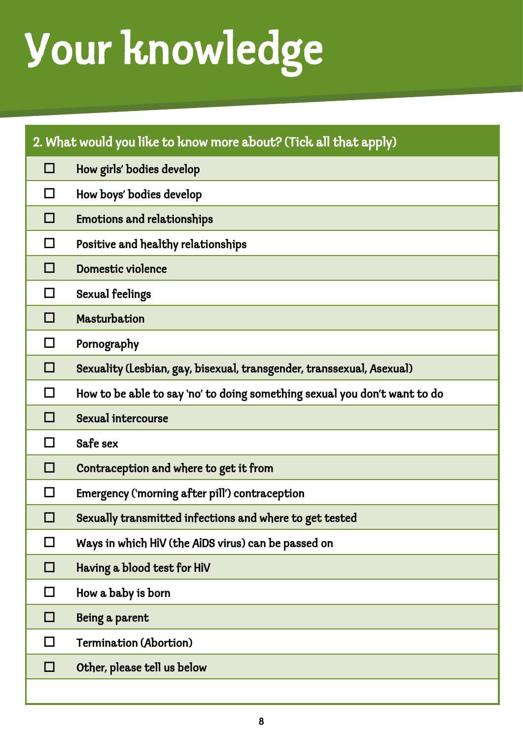# Your knowledge

## 2. What would you like to know more about? (Tick all that apply)

- ☐ How girls' bodies develop
- ☐ How boys' bodies develop
- ☐ Emotions and relationships
- ☐ Positive and healthy relationships
- ☐ Domestic violence
- ☐ Sexual feelings
- ☐ Masturbation
- ☐ Pornography
- ☐ Sexuality (Lesbian, gay, bisexual, transgender, transsexual, Asexual)
- ☐ How to be able to say 'no' to doing something sexual you don't want to do
- ☐ Sexual intercourse
- ☐ Safe sex
- ☐ Contraception and where to get it from
- ☐ Emergency ('morning after pill') contraception
- ☐ Sexually transmitted infections and where to get tested
- ☐ Ways in which HIV (the AIDS virus) can be passed on
- ☐ Having a blood test for HIV
- ☐ How a baby is born
- ☐ Being a parent
- ☐ Termination (Abortion)
- ☐ Other, please tell us below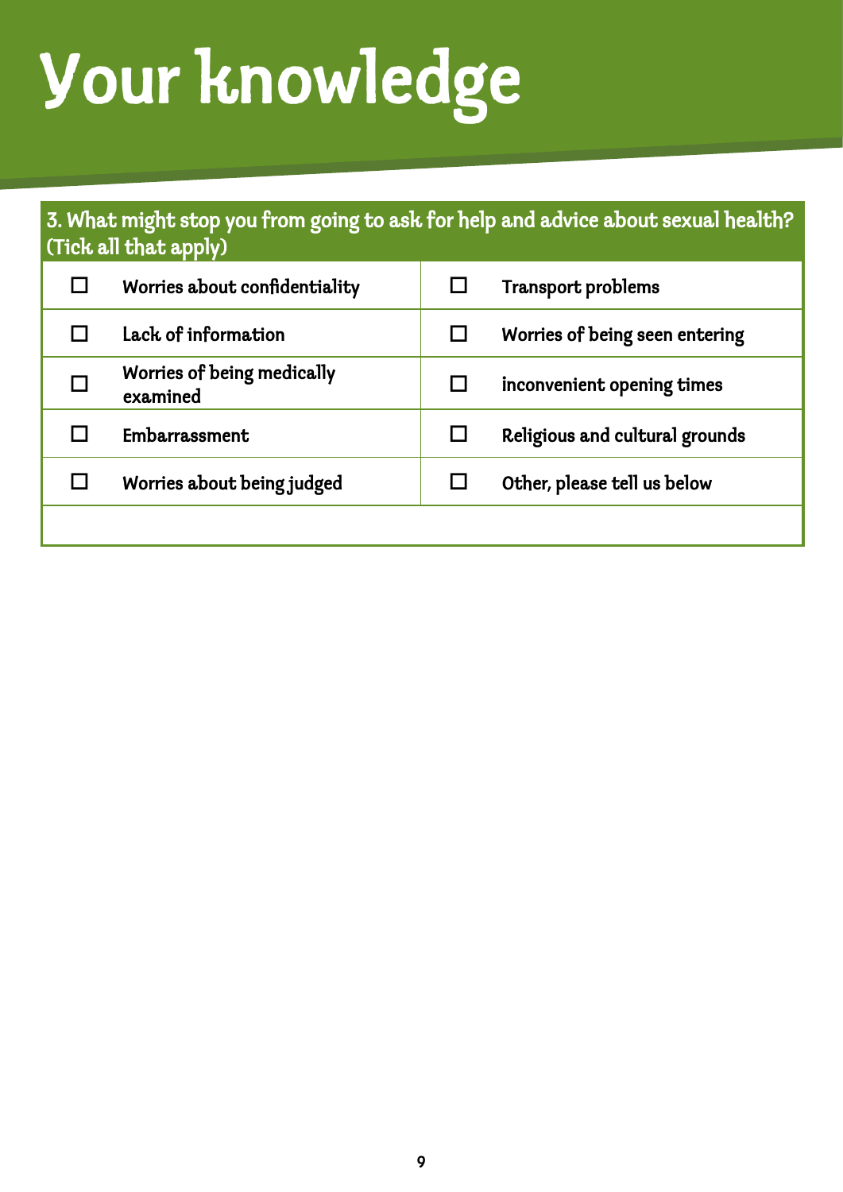# Your knowledge

| 3. What might stop you from going to ask for help and advice about sexual health? (Tick all that apply) | | | |
|---|---|---|---|
| ☐ | Worries about confidentiality | ☐ | Transport problems |
| ☐ | Lack of information | ☐ | Worries of being seen entering |
| ☐ | Worries of being medically examined | ☐ | inconvenient opening times |
| ☐ | Embarrassment | ☐ | Religious and cultural grounds |
| ☐ | Worries about being judged | ☐ | Other, please tell us below |
| | | | |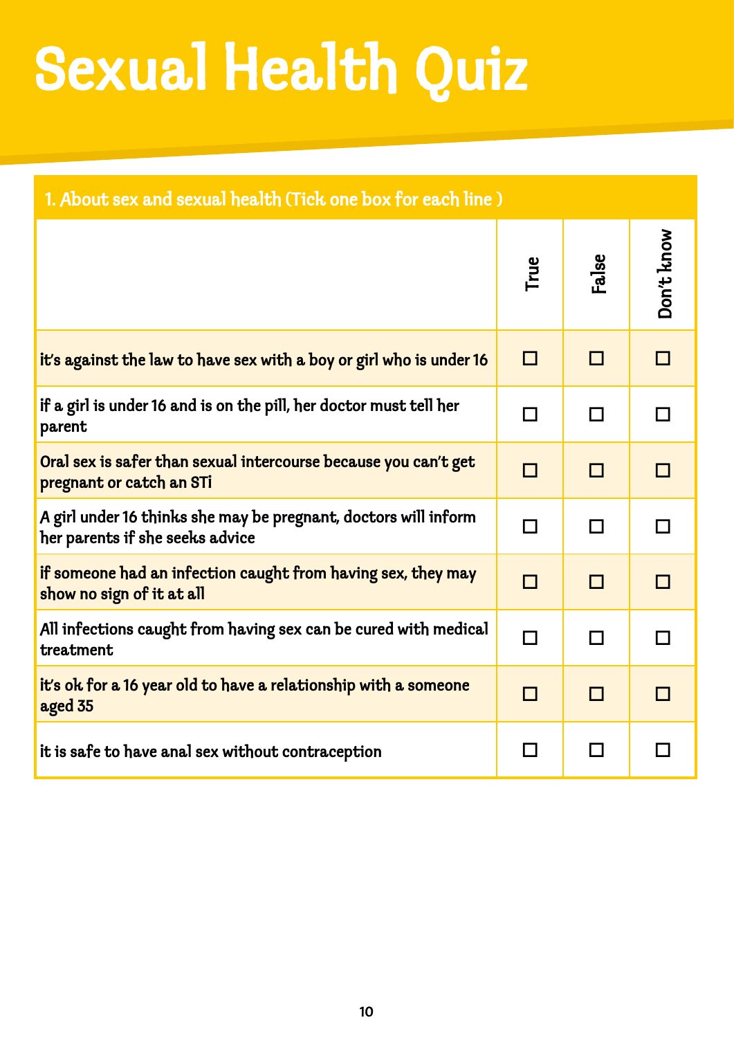# Sexual Health Quiz

| 1. About sex and sexual health (Tick one box for each line ) | True | False | Don't know |
|---|---|---|---|
| it's against the law to have sex with a boy or girl who is under 16 | ☐ | ☐ | ☐ |
| if a girl is under 16 and is on the pill, her doctor must tell her parent | ☐ | ☐ | ☐ |
| Oral sex is safer than sexual intercourse because you can't get pregnant or catch an STi | ☐ | ☐ | ☐ |
| A girl under 16 thinks she may be pregnant, doctors will inform her parents if she seeks advice | ☐ | ☐ | ☐ |
| if someone had an infection caught from having sex, they may show no sign of it at all | ☐ | ☐ | ☐ |
| All infections caught from having sex can be cured with medical treatment | ☐ | ☐ | ☐ |
| it's ok for a 16 year old to have a relationship with a someone aged 35 | ☐ | ☐ | ☐ |
| it is safe to have anal sex without contraception | ☐ | ☐ | ☐ |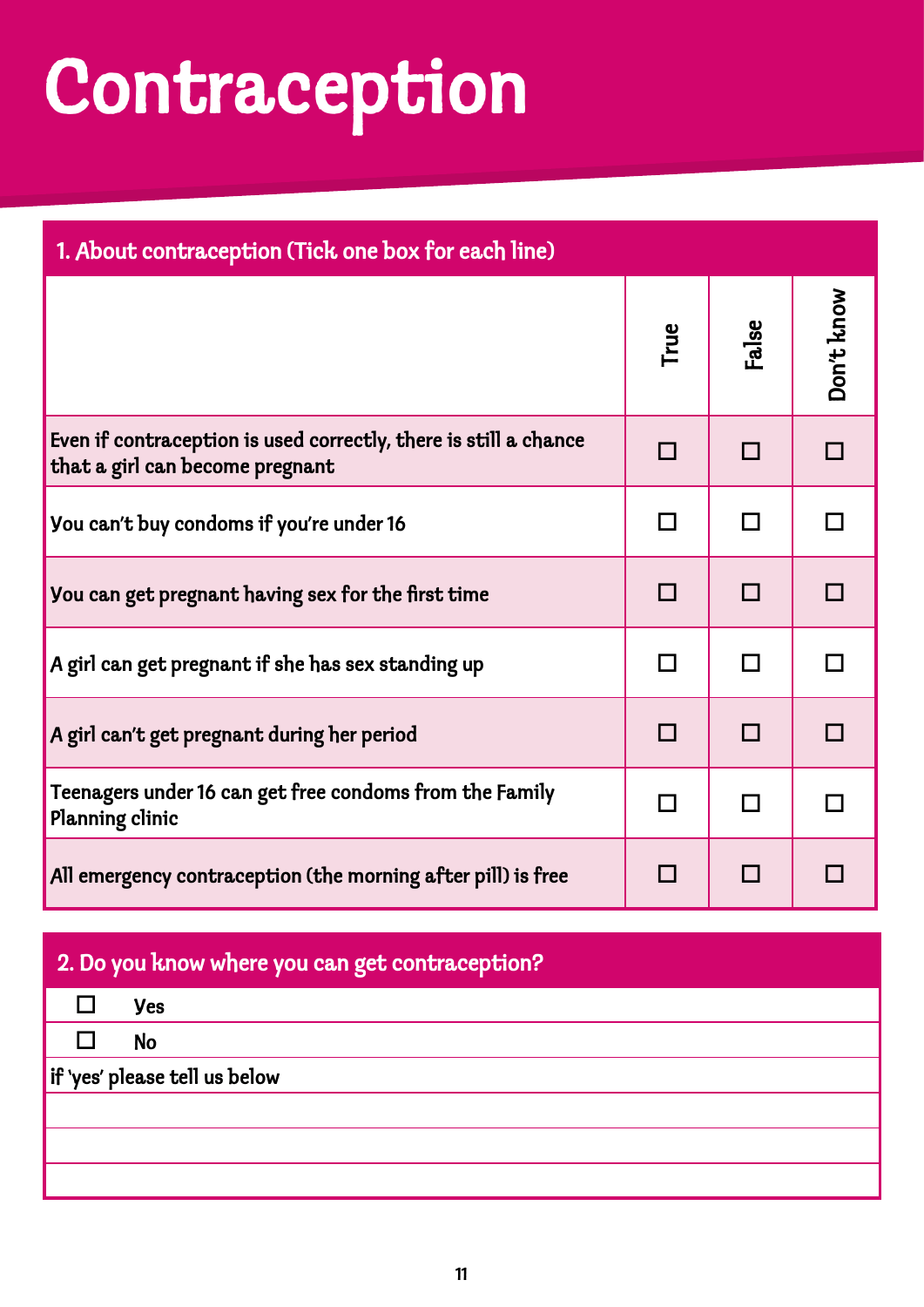# Contraception

## 1. About contraception (Tick one box for each line)

| | True | False | Don't know |
|---|---|---|---|
| Even if contraception is used correctly, there is still a chance that a girl can become pregnant | ☐ | ☐ | ☐ |
| You can't buy condoms if you're under 16 | ☐ | ☐ | ☐ |
| You can get pregnant having sex for the first time | ☐ | ☐ | ☐ |
| A girl can get pregnant if she has sex standing up | ☐ | ☐ | ☐ |
| A girl can't get pregnant during her period | ☐ | ☐ | ☐ |
| Teenagers under 16 can get free condoms from the Family Planning clinic | ☐ | ☐ | ☐ |
| All emergency contraception (the morning after pill) is free | ☐ | ☐ | ☐ |

## 2. Do you know where you can get contraception?

☐ Yes

☐ No

if 'yes' please tell us below

\_\_\_\_\_\_\_\_\_\_\_\_\_\_\_\_\_\_\_\_\_\_\_\_\_\_\_\_\_\_

\_\_\_\_\_\_\_\_\_\_\_\_\_\_\_\_\_\_\_\_\_\_\_\_\_\_\_\_\_\_

\_\_\_\_\_\_\_\_\_\_\_\_\_\_\_\_\_\_\_\_\_\_\_\_\_\_\_\_\_\_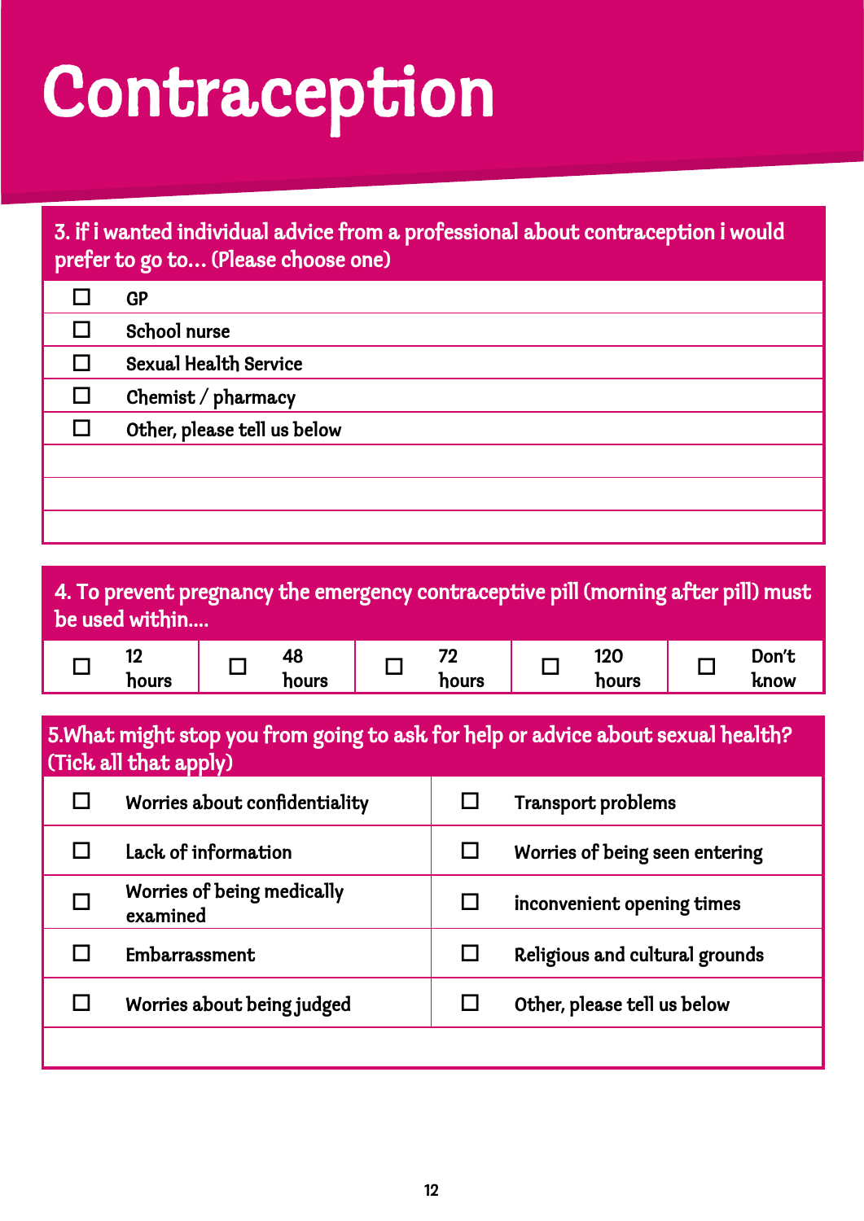# Contraception

## 3. if i wanted individual advice from a professional about contraception i would prefer to go to... (Please choose one)

- ☐ GP
- ☐ School nurse
- ☐ Sexual Health Service
- ☐ Chemist / pharmacy
- ☐ Other, please tell us below

## 4. To prevent pregnancy the emergency contraceptive pill (morning after pill) must be used within....

| ☐ | 12 hours | ☐ | 48 hours | ☐ | 72 hours | ☐ | 120 hours | ☐ | Don't know |
|---|---|---|---|---|---|---|---|---|---|

## 5.What might stop you from going to ask for help or advice about sexual health? (Tick all that apply)

| ☐ | Worries about confidentiality | ☐ | Transport problems |
|---|---|---|---|
| ☐ | Lack of information | ☐ | Worries of being seen entering |
| ☐ | Worries of being medically examined | ☐ | inconvenient opening times |
| ☐ | Embarrassment | ☐ | Religious and cultural grounds |
| ☐ | Worries about being judged | ☐ | Other, please tell us below |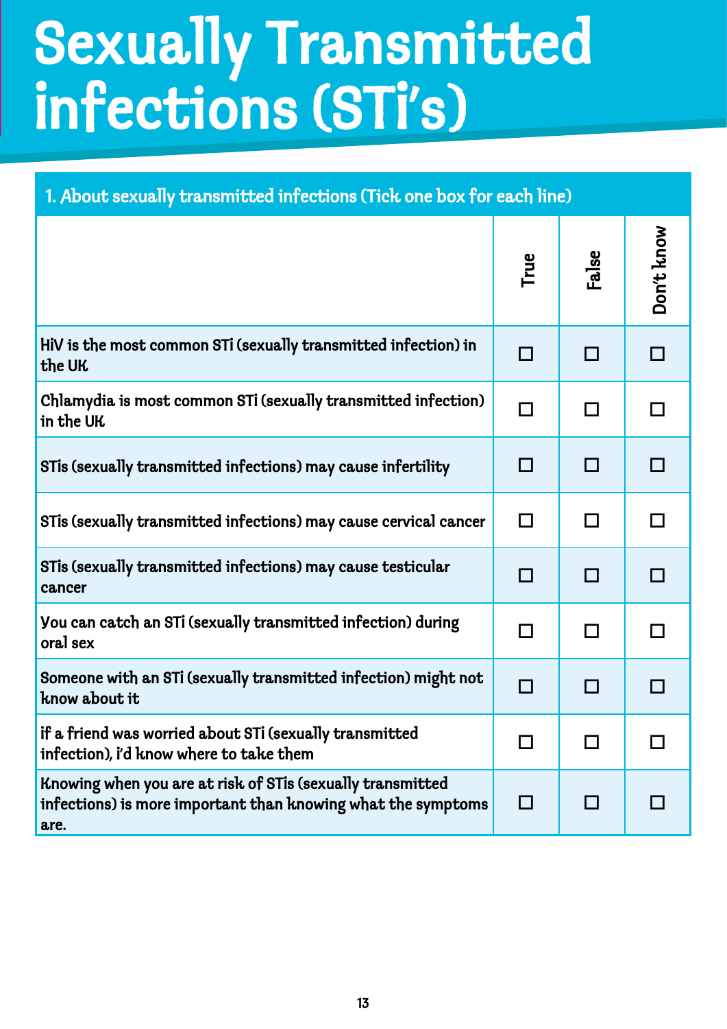# Sexually Transmitted infections (STi's)

| 1. About sexually transmitted infections (Tick one box for each line) | True | False | Don't know |
|---|---|---|---|
| HiV is the most common STi (sexually transmitted infection) in the UK | ☐ | ☐ | ☐ |
| Chlamydia is most common STi (sexually transmitted infection) in the UK | ☐ | ☐ | ☐ |
| STis (sexually transmitted infections) may cause infertility | ☐ | ☐ | ☐ |
| STis (sexually transmitted infections) may cause cervical cancer | ☐ | ☐ | ☐ |
| STis (sexually transmitted infections) may cause testicular cancer | ☐ | ☐ | ☐ |
| You can catch an STi (sexually transmitted infection) during oral sex | ☐ | ☐ | ☐ |
| Someone with an STi (sexually transmitted infection) might not know about it | ☐ | ☐ | ☐ |
| if a friend was worried about STi (sexually transmitted infection), i'd know where to take them | ☐ | ☐ | ☐ |
| Knowing when you are at risk of STis (sexually transmitted infections) is more important than knowing what the symptoms are. | ☐ | ☐ | ☐ |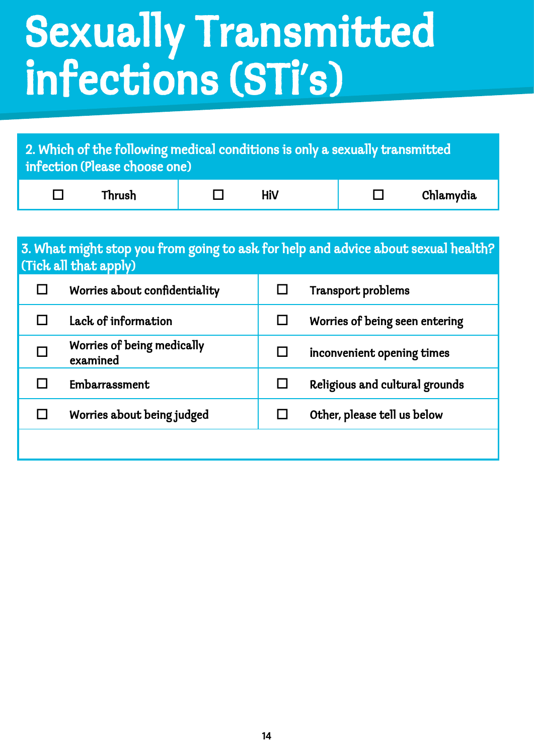# Sexually Transmitted infections (STi's)

| 2. Which of the following medical conditions is only a sexually transmitted infection (Please choose one) | | |
|---|---|---|
| ☐ Thrush | ☐ HiV | ☐ Chlamydia |

| 3. What might stop you from going to ask for help and advice about sexual health? (Tick all that apply) | |
|---|---|
| ☐ Worries about confidentiality | ☐ Transport problems |
| ☐ Lack of information | ☐ Worries of being seen entering |
| ☐ Worries of being medically examined | ☐ inconvenient opening times |
| ☐ Embarrassment | ☐ Religious and cultural grounds |
| ☐ Worries about being judged | ☐ Other, please tell us below |
| | |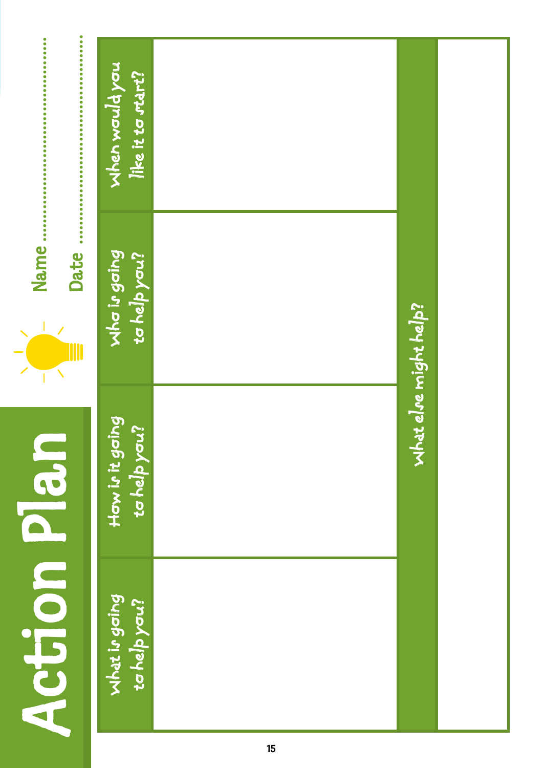# Action Plan

Name ..........................................

Date ..........................................

| What is going to help you? | How is it going to help you? | Who is going to help you? | When would you like it to start? |
|---|---|---|---|
| | | | |

| What else might help? |
|---|
| |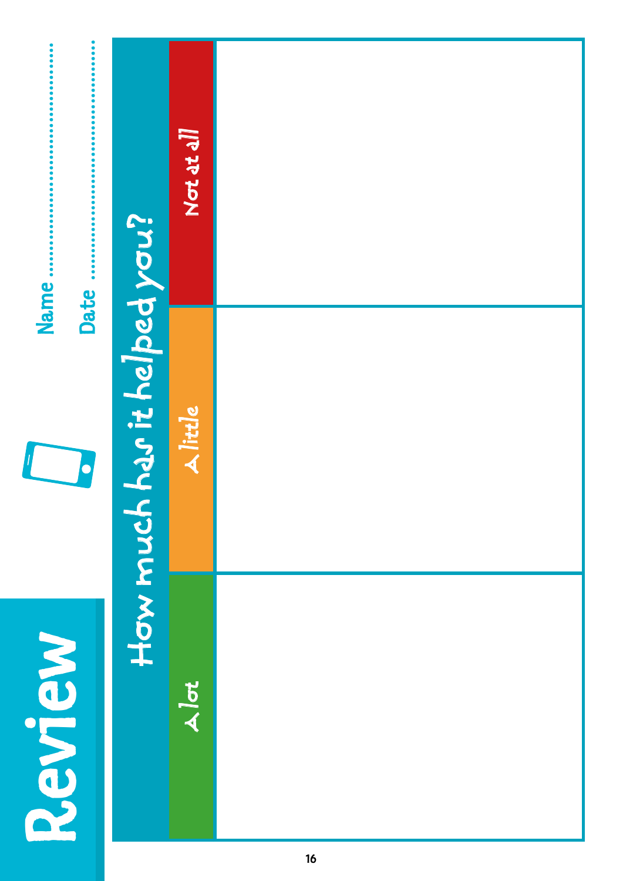# Review

Name ..............................................

Date ..............................................

## How much has it helped you?

| A lot | A little | Not at all |
|---|---|---|
| | | |